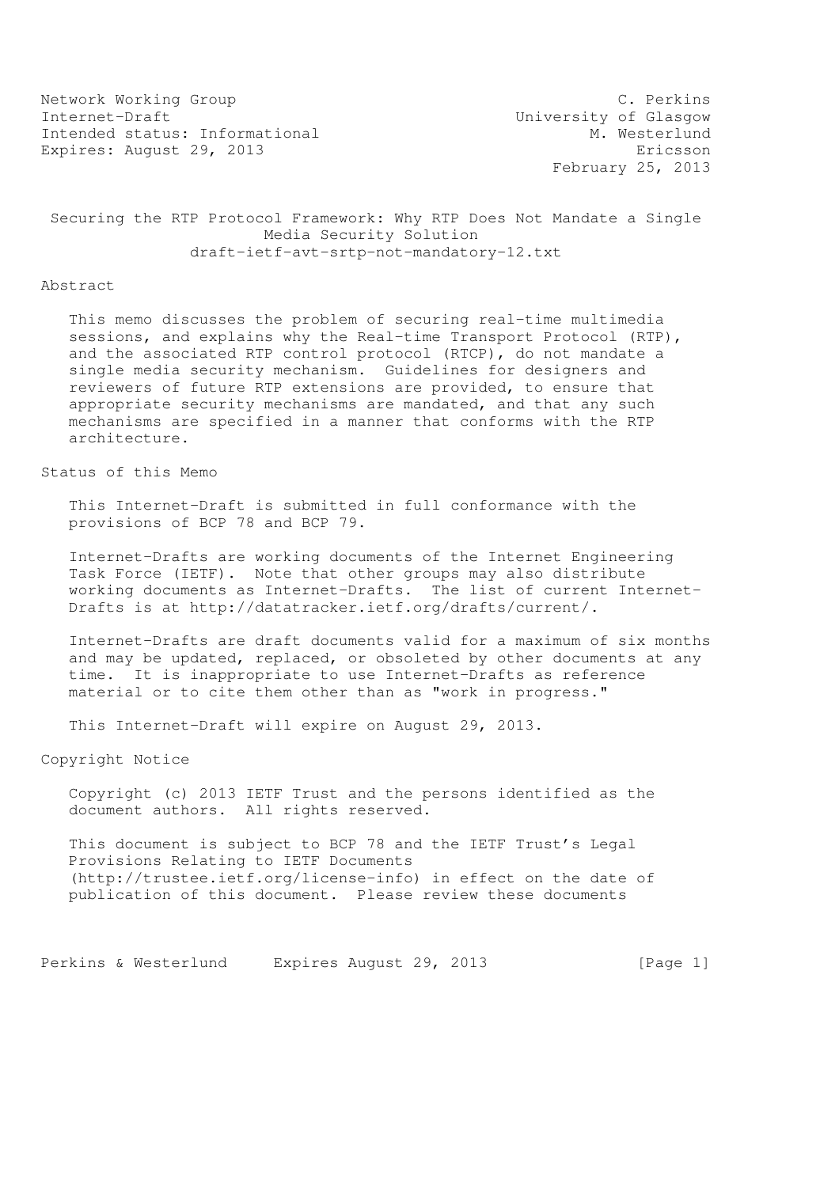Network Working Group — C. Perkins
Internet-Draft — University of Glasgow
Intended status: Informational — M. Westerlund
Expires: August 29, 2013 — Ericsson
February 25, 2013

# Securing the RTP Protocol Framework: Why RTP Does Not Mandate a Single Media Security Solution

draft-ietf-avt-srtp-not-mandatory-12.txt

## Abstract

This memo discusses the problem of securing real-time multimedia sessions, and explains why the Real-time Transport Protocol (RTP), and the associated RTP control protocol (RTCP), do not mandate a single media security mechanism. Guidelines for designers and reviewers of future RTP extensions are provided, to ensure that appropriate security mechanisms are mandated, and that any such mechanisms are specified in a manner that conforms with the RTP architecture.

## Status of this Memo

This Internet-Draft is submitted in full conformance with the provisions of BCP 78 and BCP 79.

Internet-Drafts are working documents of the Internet Engineering Task Force (IETF). Note that other groups may also distribute working documents as Internet-Drafts. The list of current Internet-Drafts is at http://datatracker.ietf.org/drafts/current/.

Internet-Drafts are draft documents valid for a maximum of six months and may be updated, replaced, or obsoleted by other documents at any time. It is inappropriate to use Internet-Drafts as reference material or to cite them other than as "work in progress."

This Internet-Draft will expire on August 29, 2013.

## Copyright Notice

Copyright (c) 2013 IETF Trust and the persons identified as the document authors. All rights reserved.

This document is subject to BCP 78 and the IETF Trust's Legal Provisions Relating to IETF Documents (http://trustee.ietf.org/license-info) in effect on the date of publication of this document. Please review these documents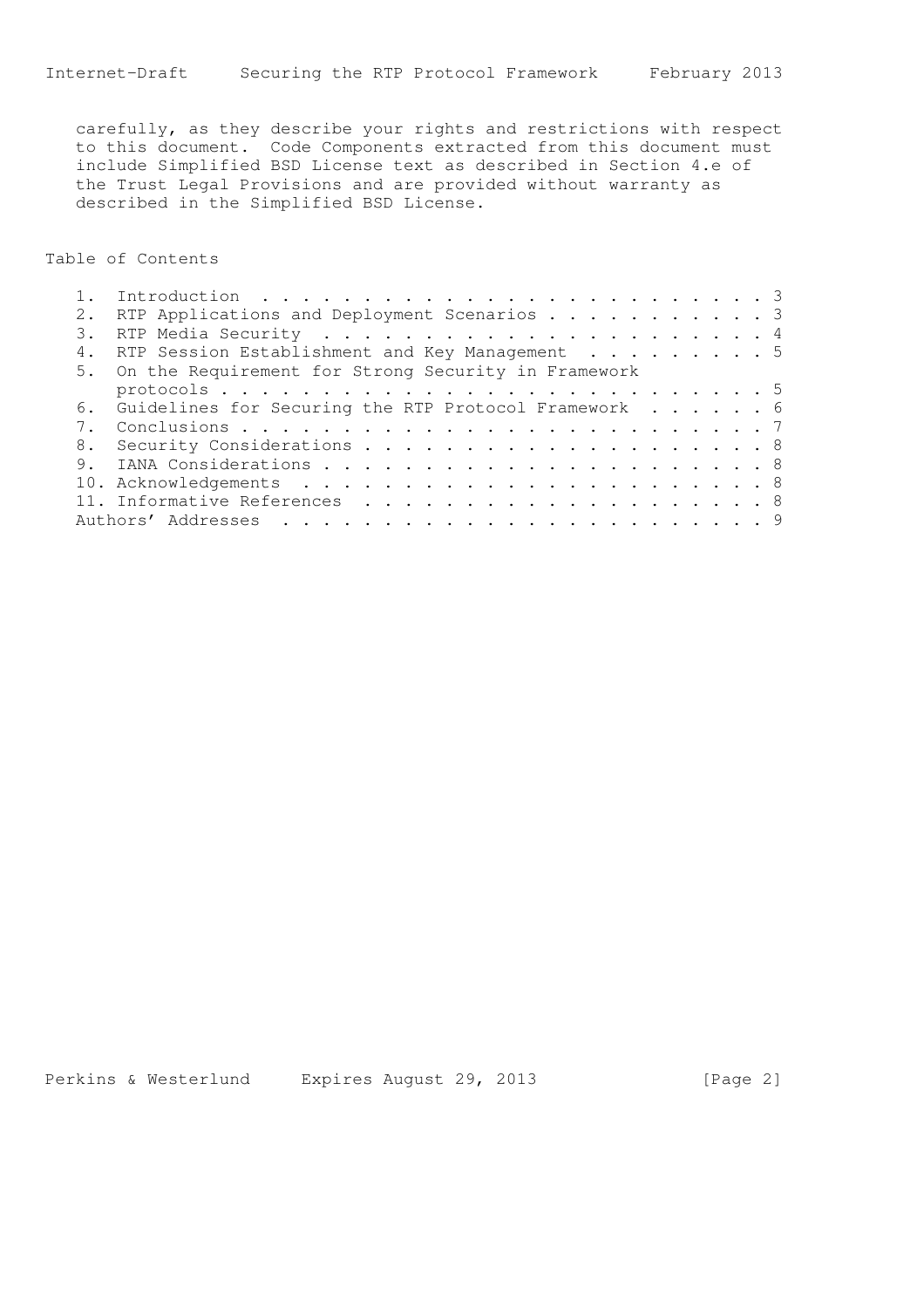carefully, as they describe your rights and restrictions with respect to this document. Code Components extracted from this document must include Simplified BSD License text as described in Section 4.e of the Trust Legal Provisions and are provided without warranty as described in the Simplified BSD License.

## Table of Contents

1. Introduction . . . . . . . . . . . . . . . . . . . . . . . . . . 3
2. RTP Applications and Deployment Scenarios . . . . . . . . . . . 3
3. RTP Media Security . . . . . . . . . . . . . . . . . . . . . . . 4
4. RTP Session Establishment and Key Management . . . . . . . . . 5
5. On the Requirement for Strong Security in Framework protocols . . . . . . . . . . . . . . . . . . . . . . . . . . . 5
6. Guidelines for Securing the RTP Protocol Framework . . . . . . 6
7. Conclusions . . . . . . . . . . . . . . . . . . . . . . . . . . 7
8. Security Considerations . . . . . . . . . . . . . . . . . . . . 8
9. IANA Considerations . . . . . . . . . . . . . . . . . . . . . . 8
10. Acknowledgements . . . . . . . . . . . . . . . . . . . . . . . 8
11. Informative References . . . . . . . . . . . . . . . . . . . . 8

Authors' Addresses . . . . . . . . . . . . . . . . . . . . . . . . 9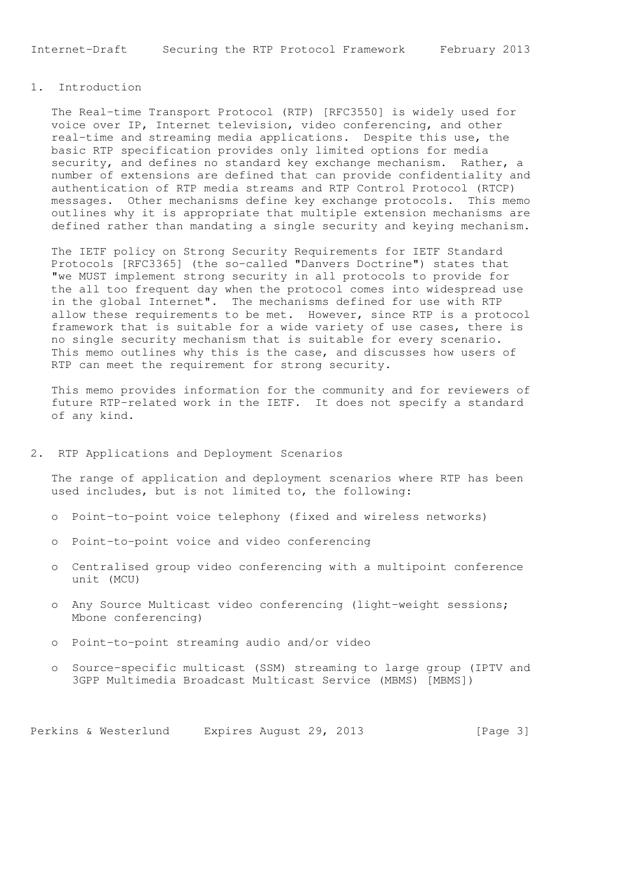## 1. Introduction

The Real-time Transport Protocol (RTP) [RFC3550] is widely used for voice over IP, Internet television, video conferencing, and other real-time and streaming media applications. Despite this use, the basic RTP specification provides only limited options for media security, and defines no standard key exchange mechanism. Rather, a number of extensions are defined that can provide confidentiality and authentication of RTP media streams and RTP Control Protocol (RTCP) messages. Other mechanisms define key exchange protocols. This memo outlines why it is appropriate that multiple extension mechanisms are defined rather than mandating a single security and keying mechanism.

The IETF policy on Strong Security Requirements for IETF Standard Protocols [RFC3365] (the so-called "Danvers Doctrine") states that "we MUST implement strong security in all protocols to provide for the all too frequent day when the protocol comes into widespread use in the global Internet". The mechanisms defined for use with RTP allow these requirements to be met. However, since RTP is a protocol framework that is suitable for a wide variety of use cases, there is no single security mechanism that is suitable for every scenario. This memo outlines why this is the case, and discusses how users of RTP can meet the requirement for strong security.

This memo provides information for the community and for reviewers of future RTP-related work in the IETF. It does not specify a standard of any kind.

## 2. RTP Applications and Deployment Scenarios

The range of application and deployment scenarios where RTP has been used includes, but is not limited to, the following:

- Point-to-point voice telephony (fixed and wireless networks)
- Point-to-point voice and video conferencing
- Centralised group video conferencing with a multipoint conference unit (MCU)
- Any Source Multicast video conferencing (light-weight sessions; Mbone conferencing)
- Point-to-point streaming audio and/or video
- Source-specific multicast (SSM) streaming to large group (IPTV and 3GPP Multimedia Broadcast Multicast Service (MBMS) [MBMS])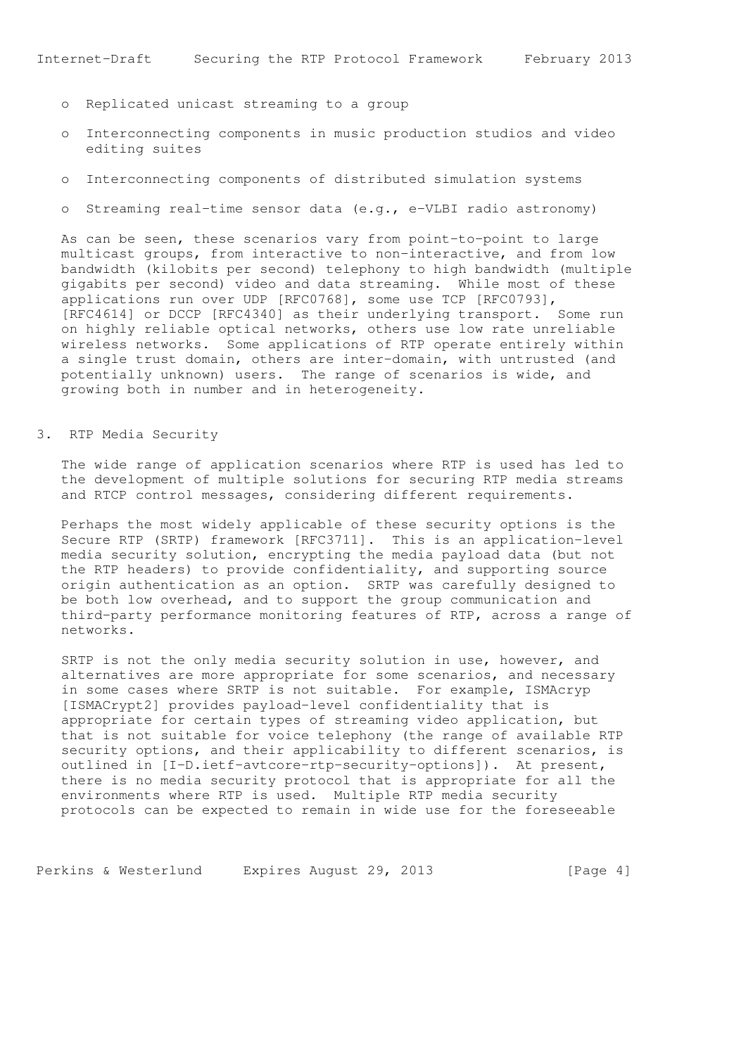- Replicated unicast streaming to a group
- Interconnecting components in music production studios and video editing suites
- Interconnecting components of distributed simulation systems
- Streaming real-time sensor data (e.g., e-VLBI radio astronomy)

As can be seen, these scenarios vary from point-to-point to large multicast groups, from interactive to non-interactive, and from low bandwidth (kilobits per second) telephony to high bandwidth (multiple gigabits per second) video and data streaming. While most of these applications run over UDP [RFC0768], some use TCP [RFC0793], [RFC4614] or DCCP [RFC4340] as their underlying transport. Some run on highly reliable optical networks, others use low rate unreliable wireless networks. Some applications of RTP operate entirely within a single trust domain, others are inter-domain, with untrusted (and potentially unknown) users. The range of scenarios is wide, and growing both in number and in heterogeneity.

## 3. RTP Media Security

The wide range of application scenarios where RTP is used has led to the development of multiple solutions for securing RTP media streams and RTCP control messages, considering different requirements.

Perhaps the most widely applicable of these security options is the Secure RTP (SRTP) framework [RFC3711]. This is an application-level media security solution, encrypting the media payload data (but not the RTP headers) to provide confidentiality, and supporting source origin authentication as an option. SRTP was carefully designed to be both low overhead, and to support the group communication and third-party performance monitoring features of RTP, across a range of networks.

SRTP is not the only media security solution in use, however, and alternatives are more appropriate for some scenarios, and necessary in some cases where SRTP is not suitable. For example, ISMAcryp [ISMACrypt2] provides payload-level confidentiality that is appropriate for certain types of streaming video application, but that is not suitable for voice telephony (the range of available RTP security options, and their applicability to different scenarios, is outlined in [I-D.ietf-avtcore-rtp-security-options]). At present, there is no media security protocol that is appropriate for all the environments where RTP is used. Multiple RTP media security protocols can be expected to remain in wide use for the foreseeable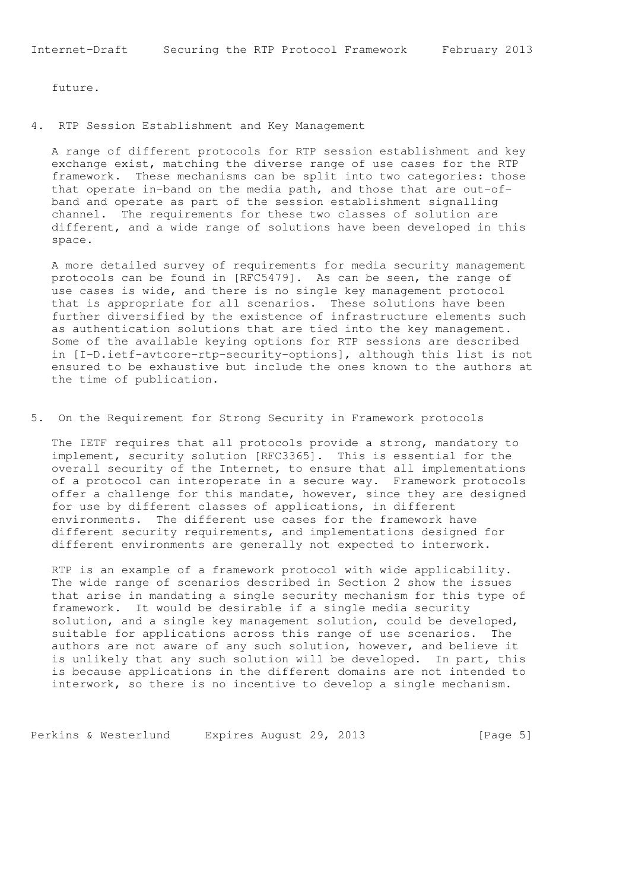future.

## 4. RTP Session Establishment and Key Management

A range of different protocols for RTP session establishment and key exchange exist, matching the diverse range of use cases for the RTP framework. These mechanisms can be split into two categories: those that operate in-band on the media path, and those that are out-of-band and operate as part of the session establishment signalling channel. The requirements for these two classes of solution are different, and a wide range of solutions have been developed in this space.

A more detailed survey of requirements for media security management protocols can be found in [RFC5479]. As can be seen, the range of use cases is wide, and there is no single key management protocol that is appropriate for all scenarios. These solutions have been further diversified by the existence of infrastructure elements such as authentication solutions that are tied into the key management. Some of the available keying options for RTP sessions are described in [I-D.ietf-avtcore-rtp-security-options], although this list is not ensured to be exhaustive but include the ones known to the authors at the time of publication.

## 5. On the Requirement for Strong Security in Framework protocols

The IETF requires that all protocols provide a strong, mandatory to implement, security solution [RFC3365]. This is essential for the overall security of the Internet, to ensure that all implementations of a protocol can interoperate in a secure way. Framework protocols offer a challenge for this mandate, however, since they are designed for use by different classes of applications, in different environments. The different use cases for the framework have different security requirements, and implementations designed for different environments are generally not expected to interwork.

RTP is an example of a framework protocol with wide applicability. The wide range of scenarios described in Section 2 show the issues that arise in mandating a single security mechanism for this type of framework. It would be desirable if a single media security solution, and a single key management solution, could be developed, suitable for applications across this range of use scenarios. The authors are not aware of any such solution, however, and believe it is unlikely that any such solution will be developed. In part, this is because applications in the different domains are not intended to interwork, so there is no incentive to develop a single mechanism.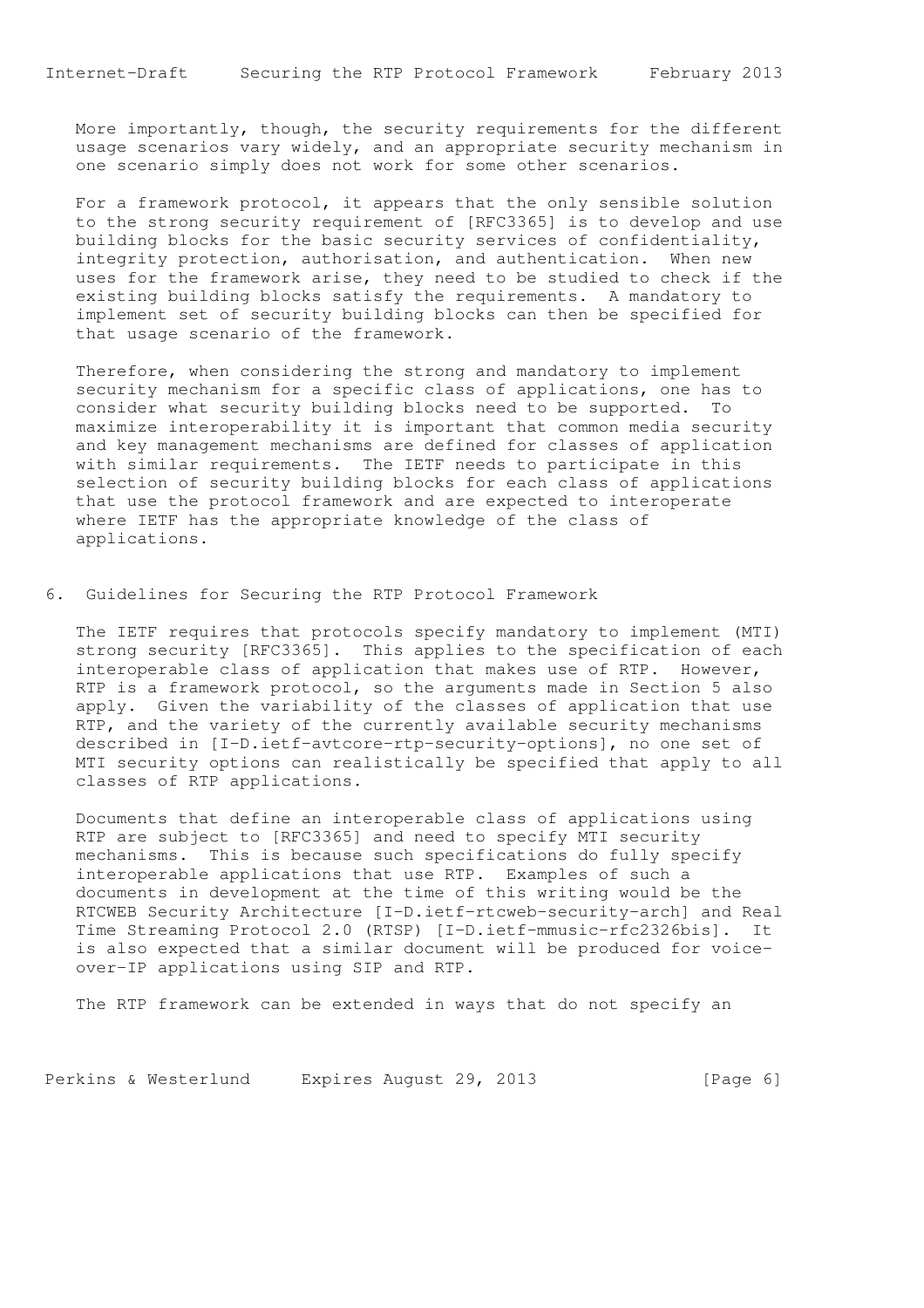More importantly, though, the security requirements for the different usage scenarios vary widely, and an appropriate security mechanism in one scenario simply does not work for some other scenarios.

For a framework protocol, it appears that the only sensible solution to the strong security requirement of [RFC3365] is to develop and use building blocks for the basic security services of confidentiality, integrity protection, authorisation, and authentication. When new uses for the framework arise, they need to be studied to check if the existing building blocks satisfy the requirements. A mandatory to implement set of security building blocks can then be specified for that usage scenario of the framework.

Therefore, when considering the strong and mandatory to implement security mechanism for a specific class of applications, one has to consider what security building blocks need to be supported. To maximize interoperability it is important that common media security and key management mechanisms are defined for classes of application with similar requirements. The IETF needs to participate in this selection of security building blocks for each class of applications that use the protocol framework and are expected to interoperate where IETF has the appropriate knowledge of the class of applications.

## 6. Guidelines for Securing the RTP Protocol Framework

The IETF requires that protocols specify mandatory to implement (MTI) strong security [RFC3365]. This applies to the specification of each interoperable class of application that makes use of RTP. However, RTP is a framework protocol, so the arguments made in Section 5 also apply. Given the variability of the classes of application that use RTP, and the variety of the currently available security mechanisms described in [I-D.ietf-avtcore-rtp-security-options], no one set of MTI security options can realistically be specified that apply to all classes of RTP applications.

Documents that define an interoperable class of applications using RTP are subject to [RFC3365] and need to specify MTI security mechanisms. This is because such specifications do fully specify interoperable applications that use RTP. Examples of such a documents in development at the time of this writing would be the RTCWEB Security Architecture [I-D.ietf-rtcweb-security-arch] and Real Time Streaming Protocol 2.0 (RTSP) [I-D.ietf-mmusic-rfc2326bis]. It is also expected that a similar document will be produced for voice-over-IP applications using SIP and RTP.

The RTP framework can be extended in ways that do not specify an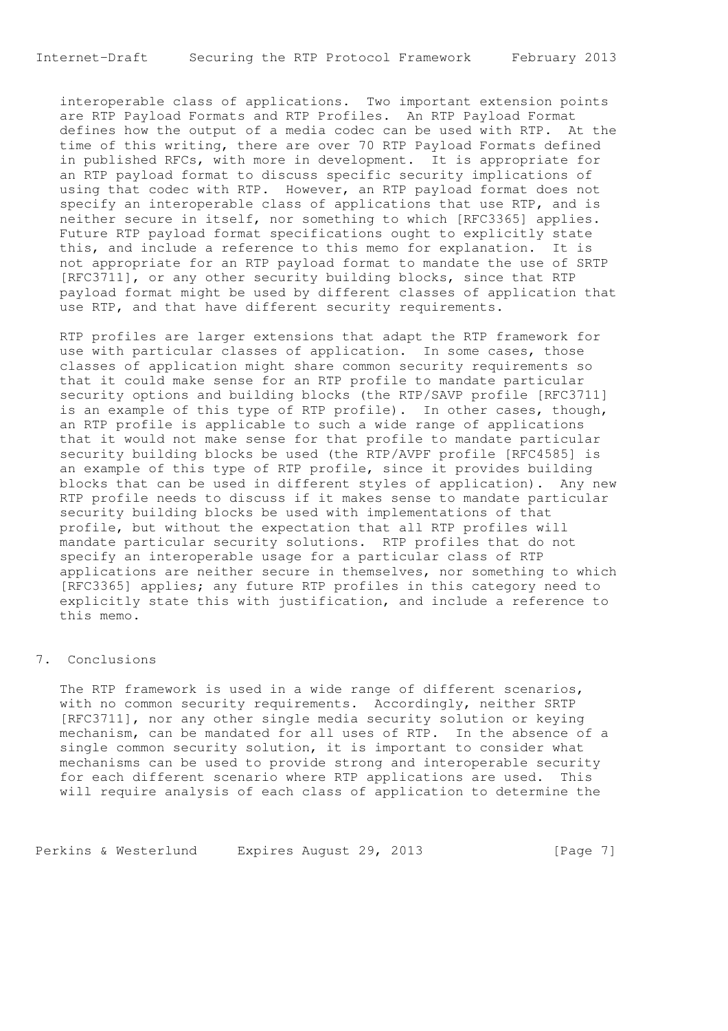interoperable class of applications. Two important extension points are RTP Payload Formats and RTP Profiles. An RTP Payload Format defines how the output of a media codec can be used with RTP. At the time of this writing, there are over 70 RTP Payload Formats defined in published RFCs, with more in development. It is appropriate for an RTP payload format to discuss specific security implications of using that codec with RTP. However, an RTP payload format does not specify an interoperable class of applications that use RTP, and is neither secure in itself, nor something to which [RFC3365] applies. Future RTP payload format specifications ought to explicitly state this, and include a reference to this memo for explanation. It is not appropriate for an RTP payload format to mandate the use of SRTP [RFC3711], or any other security building blocks, since that RTP payload format might be used by different classes of application that use RTP, and that have different security requirements.

RTP profiles are larger extensions that adapt the RTP framework for use with particular classes of application. In some cases, those classes of application might share common security requirements so that it could make sense for an RTP profile to mandate particular security options and building blocks (the RTP/SAVP profile [RFC3711] is an example of this type of RTP profile). In other cases, though, an RTP profile is applicable to such a wide range of applications that it would not make sense for that profile to mandate particular security building blocks be used (the RTP/AVPF profile [RFC4585] is an example of this type of RTP profile, since it provides building blocks that can be used in different styles of application). Any new RTP profile needs to discuss if it makes sense to mandate particular security building blocks be used with implementations of that profile, but without the expectation that all RTP profiles will mandate particular security solutions. RTP profiles that do not specify an interoperable usage for a particular class of RTP applications are neither secure in themselves, nor something to which [RFC3365] applies; any future RTP profiles in this category need to explicitly state this with justification, and include a reference to this memo.

## 7. Conclusions

The RTP framework is used in a wide range of different scenarios, with no common security requirements. Accordingly, neither SRTP [RFC3711], nor any other single media security solution or keying mechanism, can be mandated for all uses of RTP. In the absence of a single common security solution, it is important to consider what mechanisms can be used to provide strong and interoperable security for each different scenario where RTP applications are used. This will require analysis of each class of application to determine the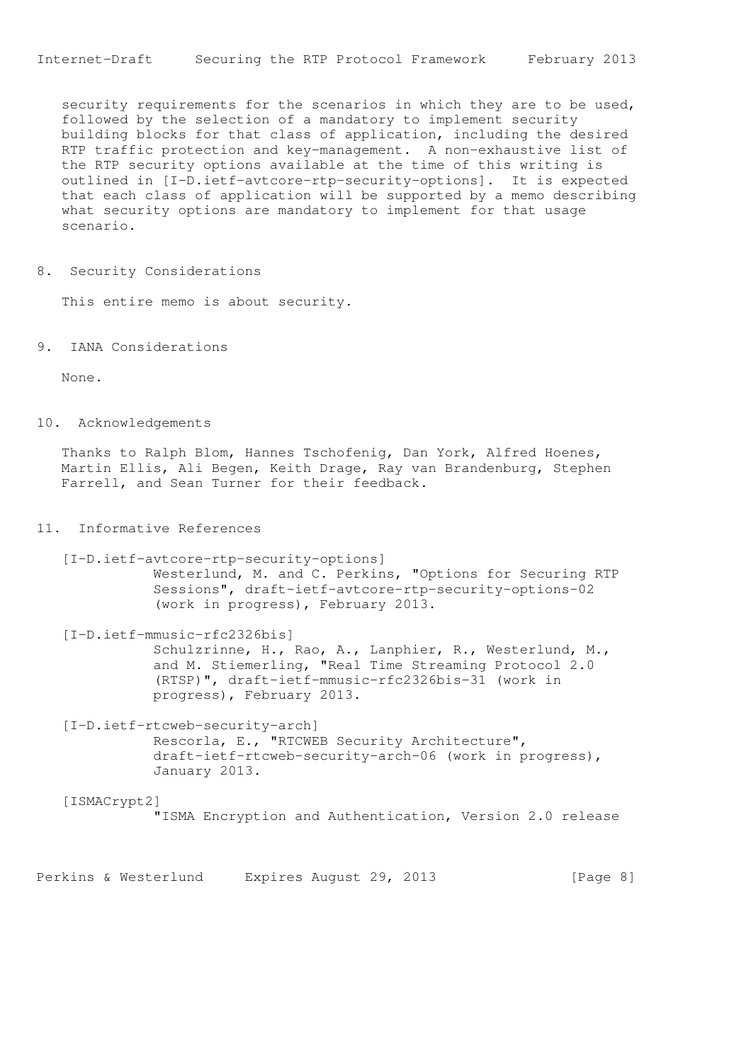security requirements for the scenarios in which they are to be used, followed by the selection of a mandatory to implement security building blocks for that class of application, including the desired RTP traffic protection and key-management. A non-exhaustive list of the RTP security options available at the time of this writing is outlined in [I-D.ietf-avtcore-rtp-security-options]. It is expected that each class of application will be supported by a memo describing what security options are mandatory to implement for that usage scenario.

## 8. Security Considerations

This entire memo is about security.

## 9. IANA Considerations

None.

## 10. Acknowledgements

Thanks to Ralph Blom, Hannes Tschofenig, Dan York, Alfred Hoenes, Martin Ellis, Ali Begen, Keith Drage, Ray van Brandenburg, Stephen Farrell, and Sean Turner for their feedback.

## 11. Informative References

[I-D.ietf-avtcore-rtp-security-options]
Westerlund, M. and C. Perkins, "Options for Securing RTP Sessions", draft-ietf-avtcore-rtp-security-options-02 (work in progress), February 2013.

[I-D.ietf-mmusic-rfc2326bis]
Schulzrinne, H., Rao, A., Lanphier, R., Westerlund, M., and M. Stiemerling, "Real Time Streaming Protocol 2.0 (RTSP)", draft-ietf-mmusic-rfc2326bis-31 (work in progress), February 2013.

[I-D.ietf-rtcweb-security-arch]
Rescorla, E., "RTCWEB Security Architecture", draft-ietf-rtcweb-security-arch-06 (work in progress), January 2013.

[ISMACrypt2]
"ISMA Encryption and Authentication, Version 2.0 release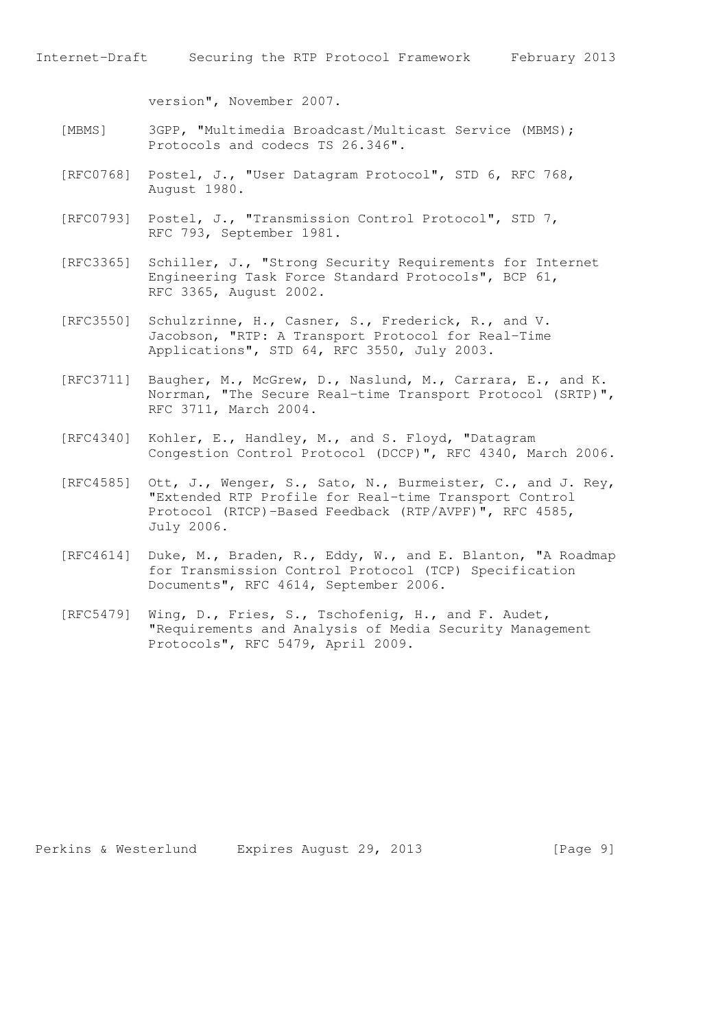version", November 2007.

[MBMS] 3GPP, "Multimedia Broadcast/Multicast Service (MBMS); Protocols and codecs TS 26.346".

[RFC0768] Postel, J., "User Datagram Protocol", STD 6, RFC 768, August 1980.

[RFC0793] Postel, J., "Transmission Control Protocol", STD 7, RFC 793, September 1981.

[RFC3365] Schiller, J., "Strong Security Requirements for Internet Engineering Task Force Standard Protocols", BCP 61, RFC 3365, August 2002.

[RFC3550] Schulzrinne, H., Casner, S., Frederick, R., and V. Jacobson, "RTP: A Transport Protocol for Real-Time Applications", STD 64, RFC 3550, July 2003.

[RFC3711] Baugher, M., McGrew, D., Naslund, M., Carrara, E., and K. Norrman, "The Secure Real-time Transport Protocol (SRTP)", RFC 3711, March 2004.

[RFC4340] Kohler, E., Handley, M., and S. Floyd, "Datagram Congestion Control Protocol (DCCP)", RFC 4340, March 2006.

[RFC4585] Ott, J., Wenger, S., Sato, N., Burmeister, C., and J. Rey, "Extended RTP Profile for Real-time Transport Control Protocol (RTCP)-Based Feedback (RTP/AVPF)", RFC 4585, July 2006.

[RFC4614] Duke, M., Braden, R., Eddy, W., and E. Blanton, "A Roadmap for Transmission Control Protocol (TCP) Specification Documents", RFC 4614, September 2006.

[RFC5479] Wing, D., Fries, S., Tschofenig, H., and F. Audet, "Requirements and Analysis of Media Security Management Protocols", RFC 5479, April 2009.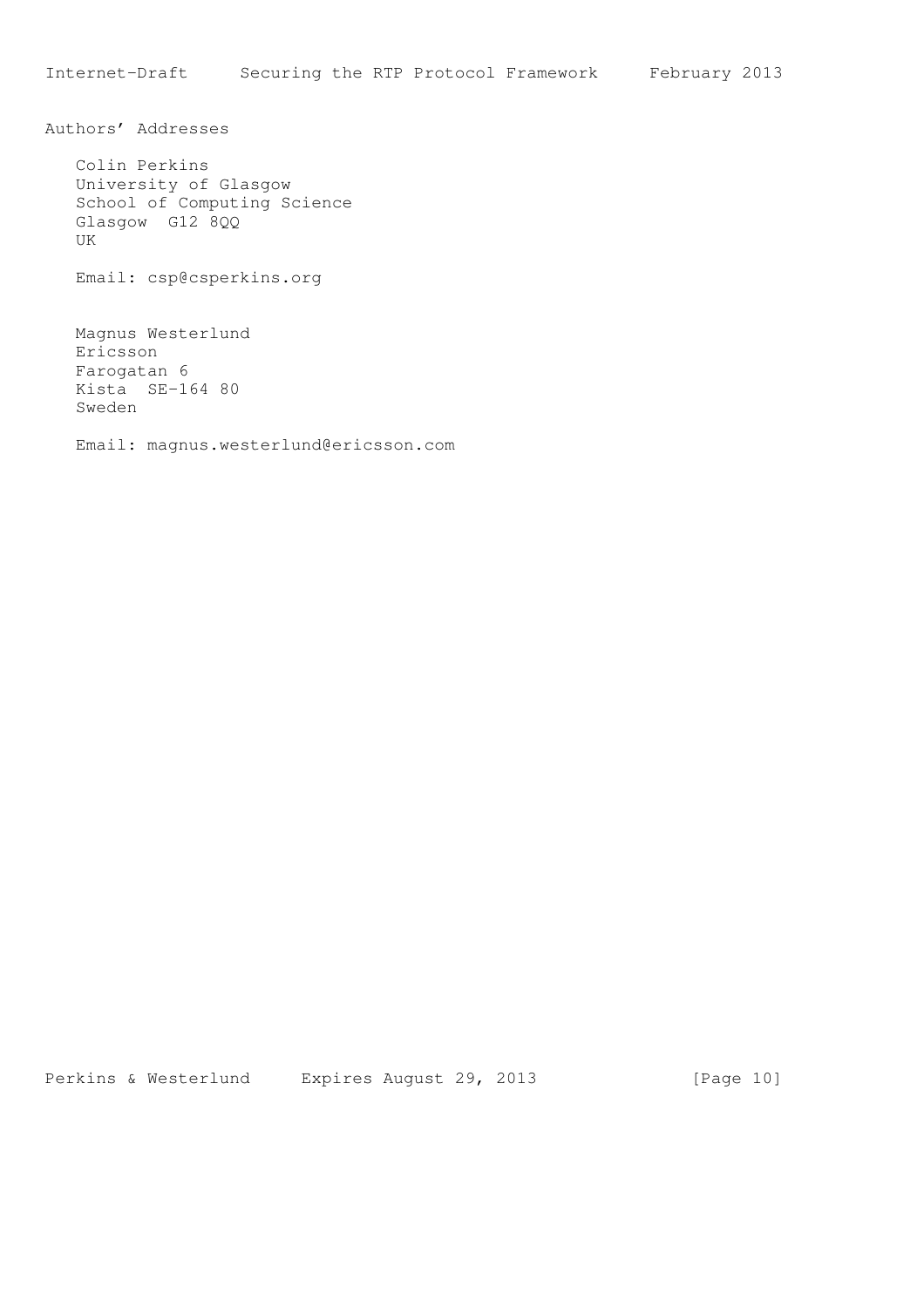# Authors' Addresses

Colin Perkins
University of Glasgow
School of Computing Science
Glasgow G12 8QQ
UK

Email: csp@csperkins.org

Magnus Westerlund
Ericsson
Farogatan 6
Kista SE-164 80
Sweden

Email: magnus.westerlund@ericsson.com